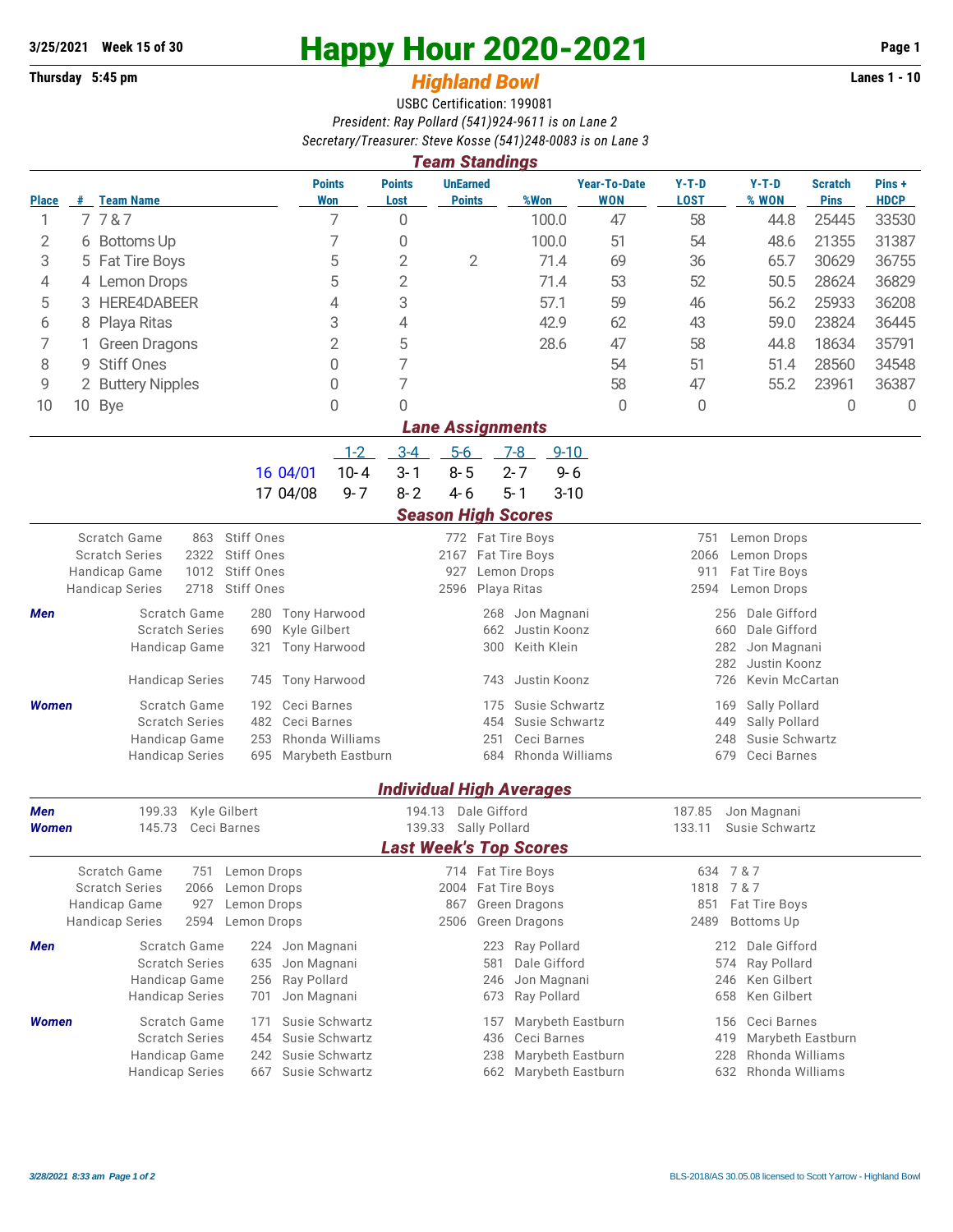**3/25/2021 Week 15 of 30**

**Thursday 5:45 pm**

# Happy Hour 2020-2021

## *Highland Bowl*

**Lanes 1 - 10**

USBC Certification: 199081

*President: Ray Pollard (541)924-9611 is on Lane 2*

*Secretary/Treasurer: Steve Kosse (541)248-0083 is on Lane 3*

### *Team Standings*

| Place | # | Team Name | Points Won | Points Lost | UnEarned Points | %Won | Year-To-Date WON | Y-T-D LOST | Y-T-D % WON | Scratch Pins | Pins + HDCP |
|---|---|---|---|---|---|---|---|---|---|---|---|
| 1 | 7 | 7 & 7 | 7 | 0 | | 100.0 | 47 | 58 | 44.8 | 25445 | 33530 |
| 2 | 6 | Bottoms Up | 7 | 0 | | 100.0 | 51 | 54 | 48.6 | 21355 | 31387 |
| 3 | 5 | Fat Tire Boys | 5 | 2 | 2 | 71.4 | 69 | 36 | 65.7 | 30629 | 36755 |
| 4 | 4 | Lemon Drops | 5 | 2 | | 71.4 | 53 | 52 | 50.5 | 28624 | 36829 |
| 5 | 3 | HERE4DABEER | 4 | 3 | | 57.1 | 59 | 46 | 56.2 | 25933 | 36208 |
| 6 | 8 | Playa Ritas | 3 | 4 | | 42.9 | 62 | 43 | 59.0 | 23824 | 36445 |
| 7 | 1 | Green Dragons | 2 | 5 | | 28.6 | 47 | 58 | 44.8 | 18634 | 35791 |
| 8 | 9 | Stiff Ones | 0 | 7 | | | 54 | 51 | 51.4 | 28560 | 34548 |
| 9 | 2 | Buttery Nipples | 0 | 7 | | | 58 | 47 | 55.2 | 23961 | 36387 |
| 10 | 10 | Bye | 0 | 0 | | | 0 | 0 | | 0 | 0 |

### *Lane Assignments*

| | 1-2 | 3-4 | 5-6 | 7-8 | 9-10 |
|---|---|---|---|---|---|
| 16 04/01 | 10- 4 | 3- 1 | 8- 5 | 2- 7 | 9- 6 |
| 17 04/08 | 9- 7 | 8- 2 | 4- 6 | 5- 1 | 3-10 |

### *Season High Scores*

| | | | | | | |
|---|---|---|---|---|---|---|
| Scratch Game | 863 | Stiff Ones | 772 | Fat Tire Boys | 751 | Lemon Drops |
| Scratch Series | 2322 | Stiff Ones | 2167 | Fat Tire Boys | 2066 | Lemon Drops |
| Handicap Game | 1012 | Stiff Ones | 927 | Lemon Drops | 911 | Fat Tire Boys |
| Handicap Series | 2718 | Stiff Ones | 2596 | Playa Ritas | 2594 | Lemon Drops |

| | | | | | | | |
|---|---|---|---|---|---|---|---|
| ***Men*** | Scratch Game | 280 | Tony Harwood | 268 | Jon Magnani | 256 | Dale Gifford |
| | Scratch Series | 690 | Kyle Gilbert | 662 | Justin Koonz | 660 | Dale Gifford |
| | Handicap Game | 321 | Tony Harwood | 300 | Keith Klein | 282 | Jon Magnani |
| | | | | | | 282 | Justin Koonz |
| | Handicap Series | 745 | Tony Harwood | 743 | Justin Koonz | 726 | Kevin McCartan |
| ***Women*** | Scratch Game | 192 | Ceci Barnes | 175 | Susie Schwartz | 169 | Sally Pollard |
| | Scratch Series | 482 | Ceci Barnes | 454 | Susie Schwartz | 449 | Sally Pollard |
| | Handicap Game | 253 | Rhonda Williams | 251 | Ceci Barnes | 248 | Susie Schwartz |
| | Handicap Series | 695 | Marybeth Eastburn | 684 | Rhonda Williams | 679 | Ceci Barnes |

### *Individual High Averages*

| | | | | | | |
|---|---|---|---|---|---|---|
| ***Men*** | 199.33 | Kyle Gilbert | 194.13 | Dale Gifford | 187.85 | Jon Magnani |
| ***Women*** | 145.73 | Ceci Barnes | 139.33 | Sally Pollard | 133.11 | Susie Schwartz |

### *Last Week's Top Scores*

| | | | | | | |
|---|---|---|---|---|---|---|
| Scratch Game | 751 | Lemon Drops | 714 | Fat Tire Boys | 634 | 7 & 7 |
| Scratch Series | 2066 | Lemon Drops | 2004 | Fat Tire Boys | 1818 | 7 & 7 |
| Handicap Game | 927 | Lemon Drops | 867 | Green Dragons | 851 | Fat Tire Boys |
| Handicap Series | 2594 | Lemon Drops | 2506 | Green Dragons | 2489 | Bottoms Up |

| | | | | | | | |
|---|---|---|---|---|---|---|---|
| ***Men*** | Scratch Game | 224 | Jon Magnani | 223 | Ray Pollard | 212 | Dale Gifford |
| | Scratch Series | 635 | Jon Magnani | 581 | Dale Gifford | 574 | Ray Pollard |
| | Handicap Game | 256 | Ray Pollard | 246 | Jon Magnani | 246 | Ken Gilbert |
| | Handicap Series | 701 | Jon Magnani | 673 | Ray Pollard | 658 | Ken Gilbert |
| ***Women*** | Scratch Game | 171 | Susie Schwartz | 157 | Marybeth Eastburn | 156 | Ceci Barnes |
| | Scratch Series | 454 | Susie Schwartz | 436 | Ceci Barnes | 419 | Marybeth Eastburn |
| | Handicap Game | 242 | Susie Schwartz | 238 | Marybeth Eastburn | 228 | Rhonda Williams |
| | Handicap Series | 667 | Susie Schwartz | 662 | Marybeth Eastburn | 632 | Rhonda Williams |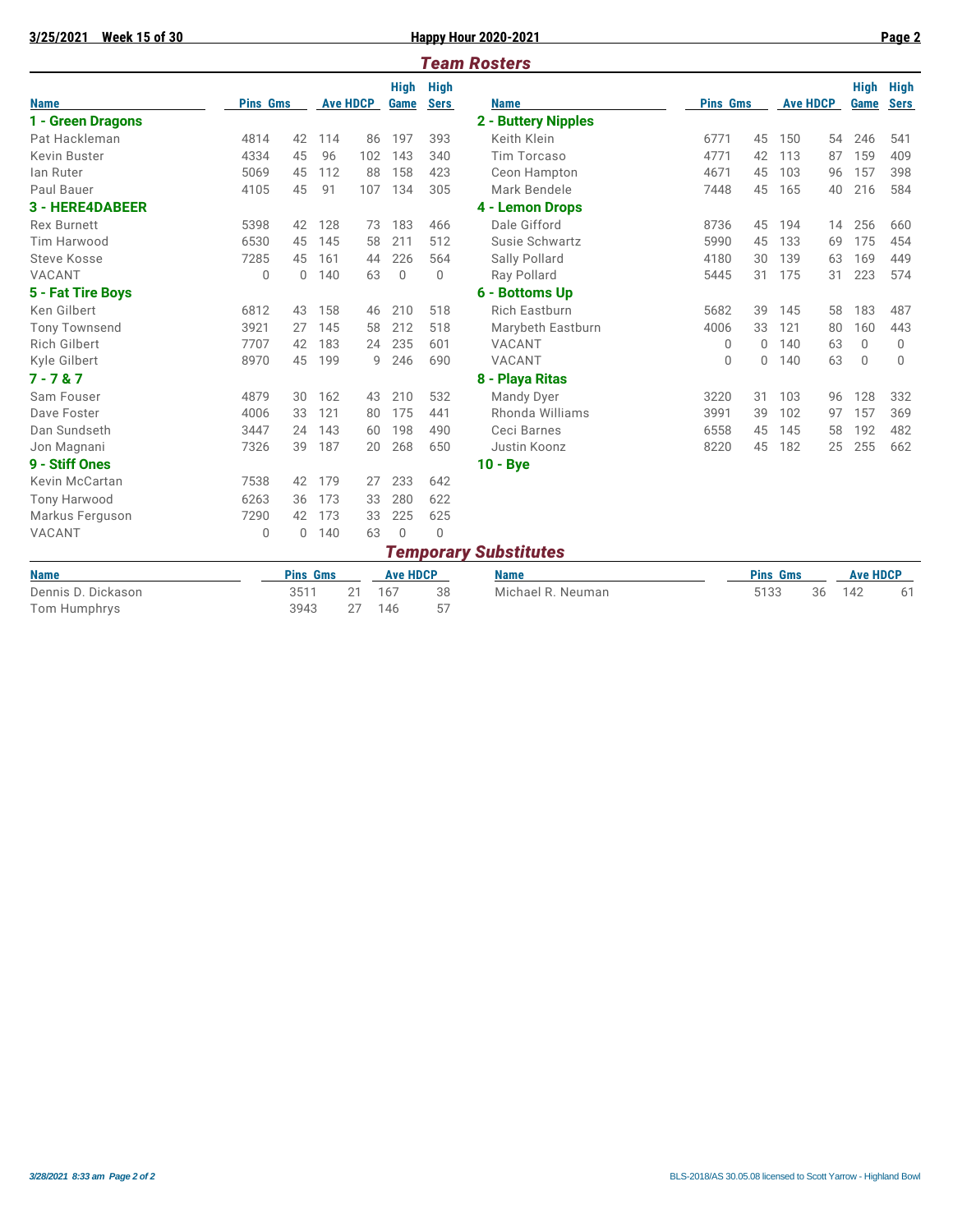## Team Rosters

| Name | Pins | Gms | Ave | HDCP | High Game | High Sers |
|---|---|---|---|---|---|---|
| **1 - Green Dragons** | | | | | | |
| Pat Hackleman | 4814 | 42 | 114 | 86 | 197 | 393 |
| Kevin Buster | 4334 | 45 | 96 | 102 | 143 | 340 |
| Ian Ruter | 5069 | 45 | 112 | 88 | 158 | 423 |
| Paul Bauer | 4105 | 45 | 91 | 107 | 134 | 305 |
| **3 - HERE4DABEER** | | | | | | |
| Rex Burnett | 5398 | 42 | 128 | 73 | 183 | 466 |
| Tim Harwood | 6530 | 45 | 145 | 58 | 211 | 512 |
| Steve Kosse | 7285 | 45 | 161 | 44 | 226 | 564 |
| VACANT | 0 | 0 | 140 | 63 | 0 | 0 |
| **5 - Fat Tire Boys** | | | | | | |
| Ken Gilbert | 6812 | 43 | 158 | 46 | 210 | 518 |
| Tony Townsend | 3921 | 27 | 145 | 58 | 212 | 518 |
| Rich Gilbert | 7707 | 42 | 183 | 24 | 235 | 601 |
| Kyle Gilbert | 8970 | 45 | 199 | 9 | 246 | 690 |
| **7 - 7 & 7** | | | | | | |
| Sam Fouser | 4879 | 30 | 162 | 43 | 210 | 532 |
| Dave Foster | 4006 | 33 | 121 | 80 | 175 | 441 |
| Dan Sundseth | 3447 | 24 | 143 | 60 | 198 | 490 |
| Jon Magnani | 7326 | 39 | 187 | 20 | 268 | 650 |
| **9 - Stiff Ones** | | | | | | |
| Kevin McCartan | 7538 | 42 | 179 | 27 | 233 | 642 |
| Tony Harwood | 6263 | 36 | 173 | 33 | 280 | 622 |
| Markus Ferguson | 7290 | 42 | 173 | 33 | 225 | 625 |
| VACANT | 0 | 0 | 140 | 63 | 0 | 0 |
| **2 - Buttery Nipples** | | | | | | |
| Keith Klein | 6771 | 45 | 150 | 54 | 246 | 541 |
| Tim Torcaso | 4771 | 42 | 113 | 87 | 159 | 409 |
| Ceon Hampton | 4671 | 45 | 103 | 96 | 157 | 398 |
| Mark Bendele | 7448 | 45 | 165 | 40 | 216 | 584 |
| **4 - Lemon Drops** | | | | | | |
| Dale Gifford | 8736 | 45 | 194 | 14 | 256 | 660 |
| Susie Schwartz | 5990 | 45 | 133 | 69 | 175 | 454 |
| Sally Pollard | 4180 | 30 | 139 | 63 | 169 | 449 |
| Ray Pollard | 5445 | 31 | 175 | 31 | 223 | 574 |
| **6 - Bottoms Up** | | | | | | |
| Rich Eastburn | 5682 | 39 | 145 | 58 | 183 | 487 |
| Marybeth Eastburn | 4006 | 33 | 121 | 80 | 160 | 443 |
| VACANT | 0 | 0 | 140 | 63 | 0 | 0 |
| VACANT | 0 | 0 | 140 | 63 | 0 | 0 |
| **8 - Playa Ritas** | | | | | | |
| Mandy Dyer | 3220 | 31 | 103 | 96 | 128 | 332 |
| Rhonda Williams | 3991 | 39 | 102 | 97 | 157 | 369 |
| Ceci Barnes | 6558 | 45 | 145 | 58 | 192 | 482 |
| Justin Koonz | 8220 | 45 | 182 | 25 | 255 | 662 |
| **10 - Bye** | | | | | | |

## Temporary Substitutes

| Name | Pins | Gms | Ave | HDCP |
|---|---|---|---|---|
| Dennis D. Dickason | 3511 | 21 | 167 | 38 |
| Tom Humphrys | 3943 | 27 | 146 | 57 |
| Michael R. Neuman | 5133 | 36 | 142 | 61 |